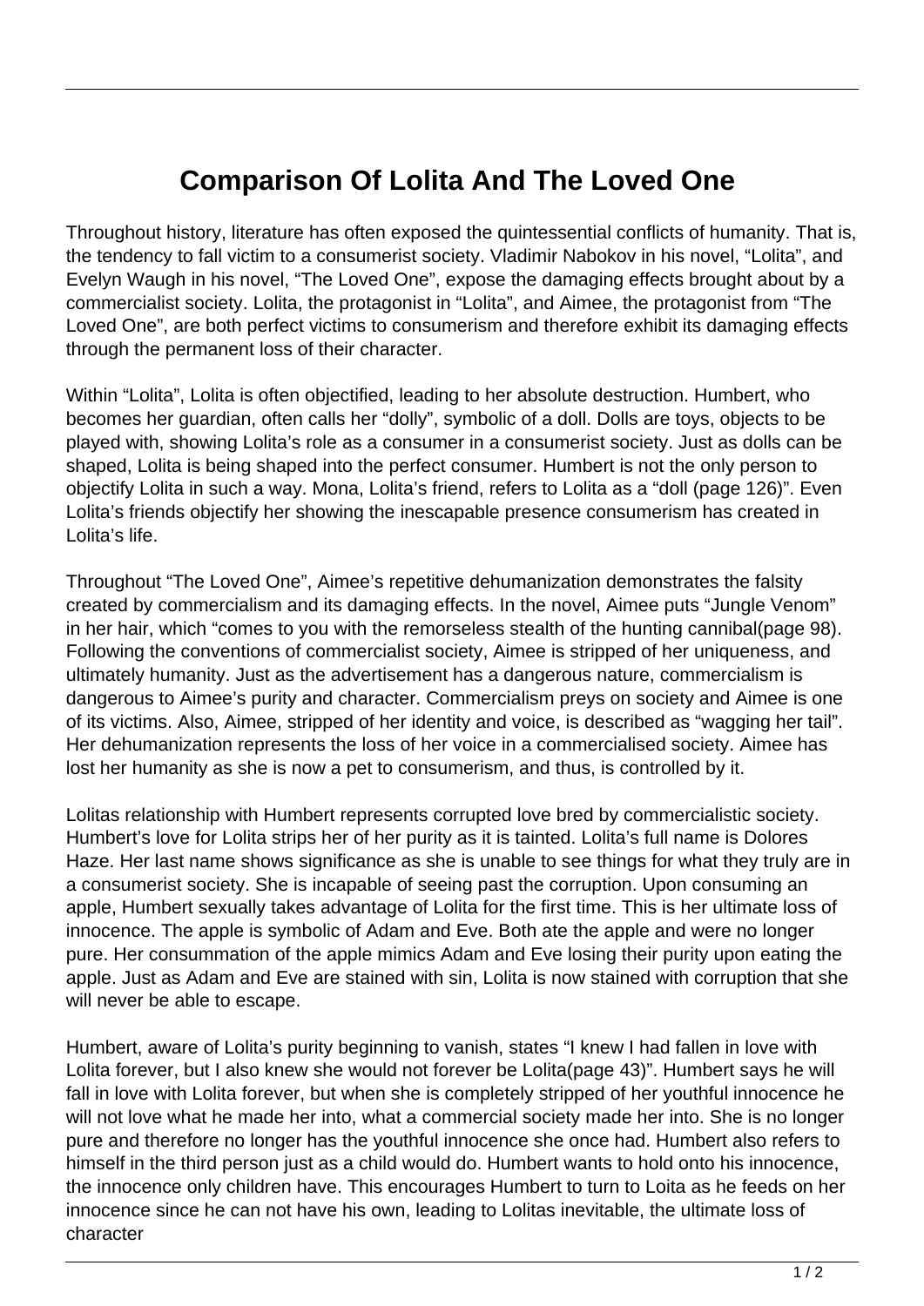# Comparison Of Lolita And The Loved One

Throughout history, literature has often exposed the quintessential conflicts of humanity. That is, the tendency to fall victim to a consumerist society. Vladimir Nabokov in his novel, "Lolita", and Evelyn Waugh in his novel, "The Loved One", expose the damaging effects brought about by a commercialist society. Lolita, the protagonist in "Lolita", and Aimee, the protagonist from "The Loved One", are both perfect victims to consumerism and therefore exhibit its damaging effects through the permanent loss of their character.

Within "Lolita", Lolita is often objectified, leading to her absolute destruction. Humbert, who becomes her guardian, often calls her "dolly", symbolic of a doll. Dolls are toys, objects to be played with, showing Lolita's role as a consumer in a consumerist society. Just as dolls can be shaped, Lolita is being shaped into the perfect consumer. Humbert is not the only person to objectify Lolita in such a way. Mona, Lolita's friend, refers to Lolita as a "doll (page 126)". Even Lolita's friends objectify her showing the inescapable presence consumerism has created in Lolita's life.

Throughout "The Loved One", Aimee's repetitive dehumanization demonstrates the falsity created by commercialism and its damaging effects. In the novel, Aimee puts "Jungle Venom" in her hair, which "comes to you with the remorseless stealth of the hunting cannibal(page 98). Following the conventions of commercialist society, Aimee is stripped of her uniqueness, and ultimately humanity. Just as the advertisement has a dangerous nature, commercialism is dangerous to Aimee's purity and character. Commercialism preys on society and Aimee is one of its victims. Also, Aimee, stripped of her identity and voice, is described as "wagging her tail". Her dehumanization represents the loss of her voice in a commercialised society. Aimee has lost her humanity as she is now a pet to consumerism, and thus, is controlled by it.

Lolitas relationship with Humbert represents corrupted love bred by commercialistic society. Humbert's love for Lolita strips her of her purity as it is tainted. Lolita's full name is Dolores Haze. Her last name shows significance as she is unable to see things for what they truly are in a consumerist society. She is incapable of seeing past the corruption. Upon consuming an apple, Humbert sexually takes advantage of Lolita for the first time. This is her ultimate loss of innocence. The apple is symbolic of Adam and Eve. Both ate the apple and were no longer pure. Her consummation of the apple mimics Adam and Eve losing their purity upon eating the apple. Just as Adam and Eve are stained with sin, Lolita is now stained with corruption that she will never be able to escape.

Humbert, aware of Lolita's purity beginning to vanish, states "I knew I had fallen in love with Lolita forever, but I also knew she would not forever be Lolita(page 43)". Humbert says he will fall in love with Lolita forever, but when she is completely stripped of her youthful innocence he will not love what he made her into, what a commercial society made her into. She is no longer pure and therefore no longer has the youthful innocence she once had. Humbert also refers to himself in the third person just as a child would do. Humbert wants to hold onto his innocence, the innocence only children have. This encourages Humbert to turn to Loita as he feeds on her innocence since he can not have his own, leading to Lolitas inevitable, the ultimate loss of character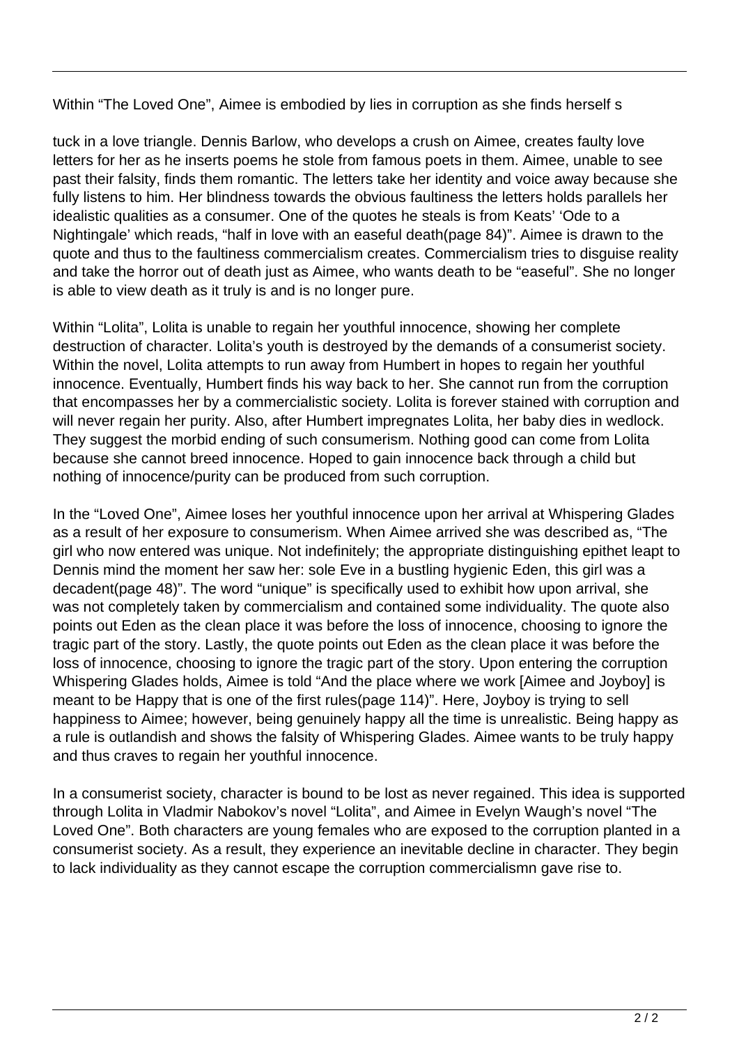Within “The Loved One”, Aimee is embodied by lies in corruption as she finds herself s

tuck in a love triangle. Dennis Barlow, who develops a crush on Aimee, creates faulty love letters for her as he inserts poems he stole from famous poets in them. Aimee, unable to see past their falsity, finds them romantic. The letters take her identity and voice away because she fully listens to him. Her blindness towards the obvious faultiness the letters holds parallels her idealistic qualities as a consumer. One of the quotes he steals is from Keats' ‘Ode to a Nightingale’ which reads, “half in love with an easeful death(page 84)”. Aimee is drawn to the quote and thus to the faultiness commercialism creates. Commercialism tries to disguise reality and take the horror out of death just as Aimee, who wants death to be “easeful”. She no longer is able to view death as it truly is and is no longer pure.

Within “Lolita”, Lolita is unable to regain her youthful innocence, showing her complete destruction of character. Lolita's youth is destroyed by the demands of a consumerist society. Within the novel, Lolita attempts to run away from Humbert in hopes to regain her youthful innocence. Eventually, Humbert finds his way back to her. She cannot run from the corruption that encompasses her by a commercialistic society. Lolita is forever stained with corruption and will never regain her purity. Also, after Humbert impregnates Lolita, her baby dies in wedlock. They suggest the morbid ending of such consumerism. Nothing good can come from Lolita because she cannot breed innocence. Hoped to gain innocence back through a child but nothing of innocence/purity can be produced from such corruption.

In the “Loved One”, Aimee loses her youthful innocence upon her arrival at Whispering Glades as a result of her exposure to consumerism. When Aimee arrived she was described as, “The girl who now entered was unique. Not indefinitely; the appropriate distinguishing epithet leapt to Dennis mind the moment her saw her: sole Eve in a bustling hygienic Eden, this girl was a decadent(page 48)”. The word “unique” is specifically used to exhibit how upon arrival, she was not completely taken by commercialism and contained some individuality. The quote also points out Eden as the clean place it was before the loss of innocence, choosing to ignore the tragic part of the story. Lastly, the quote points out Eden as the clean place it was before the loss of innocence, choosing to ignore the tragic part of the story. Upon entering the corruption Whispering Glades holds, Aimee is told “And the place where we work [Aimee and Joyboy] is meant to be Happy that is one of the first rules(page 114)”. Here, Joyboy is trying to sell happiness to Aimee; however, being genuinely happy all the time is unrealistic. Being happy as a rule is outlandish and shows the falsity of Whispering Glades. Aimee wants to be truly happy and thus craves to regain her youthful innocence.

In a consumerist society, character is bound to be lost as never regained. This idea is supported through Lolita in Vladmir Nabokov's novel “Lolita”, and Aimee in Evelyn Waugh's novel “The Loved One”. Both characters are young females who are exposed to the corruption planted in a consumerist society. As a result, they experience an inevitable decline in character. They begin to lack individuality as they cannot escape the corruption commercialismn gave rise to.